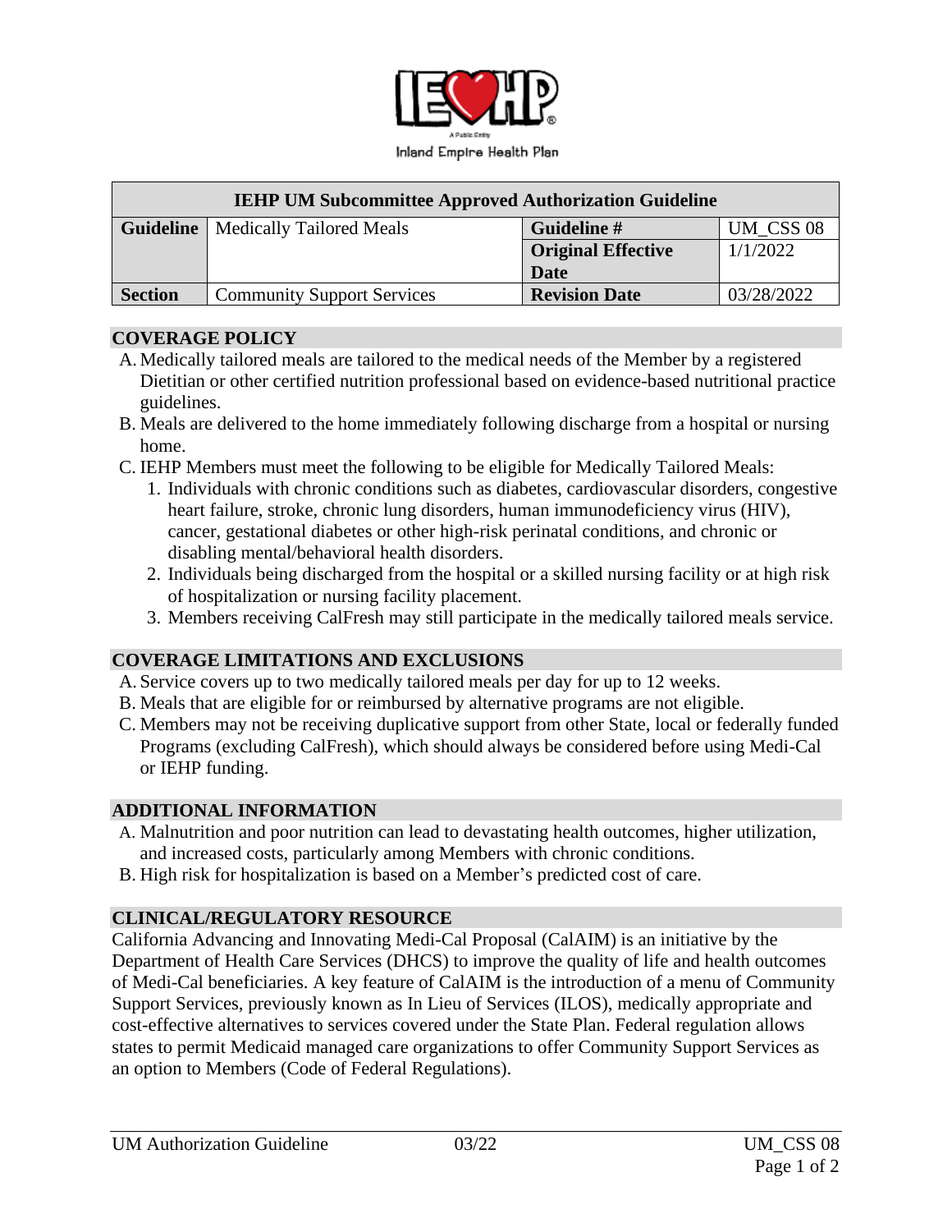Inland Empire Health Plan

| IEHP UM Subcommittee Approved Authorization Guideline | | | |
|---|---|---|---|
| **Guideline** | Medically Tailored Meals | **Guideline #** | UM_CSS 08 |
| | | **Original Effective Date** | 1/1/2022 |
| **Section** | Community Support Services | **Revision Date** | 03/28/2022 |

## COVERAGE POLICY

A. Medically tailored meals are tailored to the medical needs of the Member by a registered Dietitian or other certified nutrition professional based on evidence-based nutritional practice guidelines.

B. Meals are delivered to the home immediately following discharge from a hospital or nursing home.

C. IEHP Members must meet the following to be eligible for Medically Tailored Meals:

1. Individuals with chronic conditions such as diabetes, cardiovascular disorders, congestive heart failure, stroke, chronic lung disorders, human immunodeficiency virus (HIV), cancer, gestational diabetes or other high-risk perinatal conditions, and chronic or disabling mental/behavioral health disorders.
2. Individuals being discharged from the hospital or a skilled nursing facility or at high risk of hospitalization or nursing facility placement.
3. Members receiving CalFresh may still participate in the medically tailored meals service.

## COVERAGE LIMITATIONS AND EXCLUSIONS

A. Service covers up to two medically tailored meals per day for up to 12 weeks.

B. Meals that are eligible for or reimbursed by alternative programs are not eligible.

C. Members may not be receiving duplicative support from other State, local or federally funded Programs (excluding CalFresh), which should always be considered before using Medi-Cal or IEHP funding.

## ADDITIONAL INFORMATION

A. Malnutrition and poor nutrition can lead to devastating health outcomes, higher utilization, and increased costs, particularly among Members with chronic conditions.

B. High risk for hospitalization is based on a Member's predicted cost of care.

## CLINICAL/REGULATORY RESOURCE

California Advancing and Innovating Medi-Cal Proposal (CalAIM) is an initiative by the Department of Health Care Services (DHCS) to improve the quality of life and health outcomes of Medi-Cal beneficiaries. A key feature of CalAIM is the introduction of a menu of Community Support Services, previously known as In Lieu of Services (ILOS), medically appropriate and cost-effective alternatives to services covered under the State Plan. Federal regulation allows states to permit Medicaid managed care organizations to offer Community Support Services as an option to Members (Code of Federal Regulations).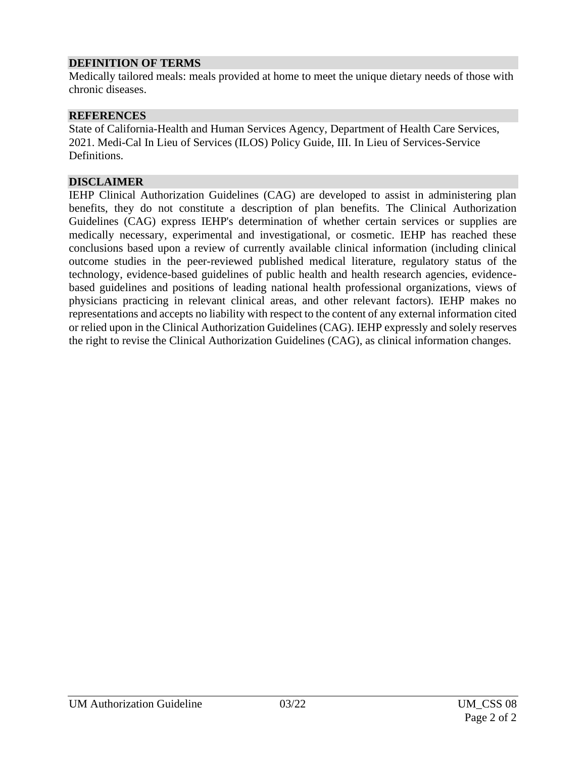## DEFINITION OF TERMS

Medically tailored meals: meals provided at home to meet the unique dietary needs of those with chronic diseases.

## REFERENCES

State of California-Health and Human Services Agency, Department of Health Care Services, 2021. Medi-Cal In Lieu of Services (ILOS) Policy Guide, III. In Lieu of Services-Service Definitions.

## DISCLAIMER

IEHP Clinical Authorization Guidelines (CAG) are developed to assist in administering plan benefits, they do not constitute a description of plan benefits. The Clinical Authorization Guidelines (CAG) express IEHP's determination of whether certain services or supplies are medically necessary, experimental and investigational, or cosmetic. IEHP has reached these conclusions based upon a review of currently available clinical information (including clinical outcome studies in the peer-reviewed published medical literature, regulatory status of the technology, evidence-based guidelines of public health and health research agencies, evidence-based guidelines and positions of leading national health professional organizations, views of physicians practicing in relevant clinical areas, and other relevant factors). IEHP makes no representations and accepts no liability with respect to the content of any external information cited or relied upon in the Clinical Authorization Guidelines (CAG). IEHP expressly and solely reserves the right to revise the Clinical Authorization Guidelines (CAG), as clinical information changes.